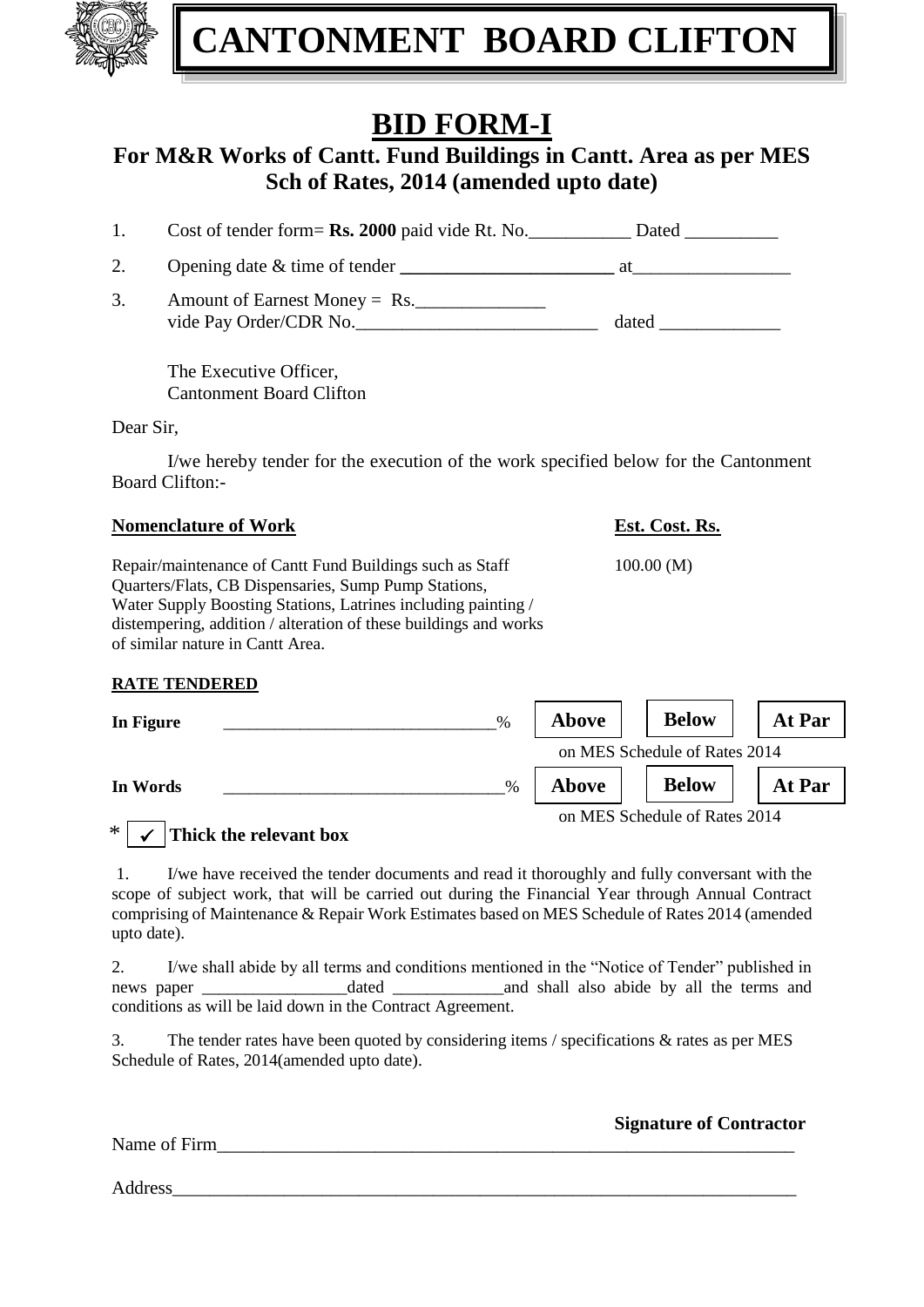# CANTONMENT BOARD CLIFTON

## BID FORM-I

### For M&R Works of Cantt. Fund Buildings in Cantt. Area as per MES Sch of Rates, 2014 (amended upto date)

1. Cost of tender form= **Rs. 2000** paid vide Rt. No.___________ Dated __________
2. Opening date & time of tender _______________________ at_________________
3. Amount of Earnest Money = Rs.______________
   vide Pay Order/CDR No.__________________________ dated _____________

The Executive Officer,
Cantonment Board Clifton

Dear Sir,

I/we hereby tender for the execution of the work specified below for the Cantonment Board Clifton:-

| **Nomenclature of Work** | **Est. Cost. Rs.** |
|---|---|
| Repair/maintenance of Cantt Fund Buildings such as Staff Quarters/Flats, CB Dispensaries, Sump Pump Stations, Water Supply Boosting Stations, Latrines including painting / distempering, addition / alteration of these buildings and works of similar nature in Cantt Area. | 100.00 (M) |

**RATE TENDERED**

**In Figure** _______________________________% **Above** **Below** **At Par**
on MES Schedule of Rates 2014

**In Words** ________________________________% **Above** **Below** **At Par**
on MES Schedule of Rates 2014

* ✓ **Thick the relevant box**

1. I/we have received the tender documents and read it thoroughly and fully conversant with the scope of subject work, that will be carried out during the Financial Year through Annual Contract comprising of Maintenance & Repair Work Estimates based on MES Schedule of Rates 2014 (amended upto date).

2. I/we shall abide by all terms and conditions mentioned in the "Notice of Tender" published in news paper _________________dated _____________and shall also abide by all the terms and conditions as will be laid down in the Contract Agreement.

3. The tender rates have been quoted by considering items / specifications & rates as per MES Schedule of Rates, 2014(amended upto date).

**Signature of Contractor**

Name of Firm_________________________________________________________________

Address_____________________________________________________________________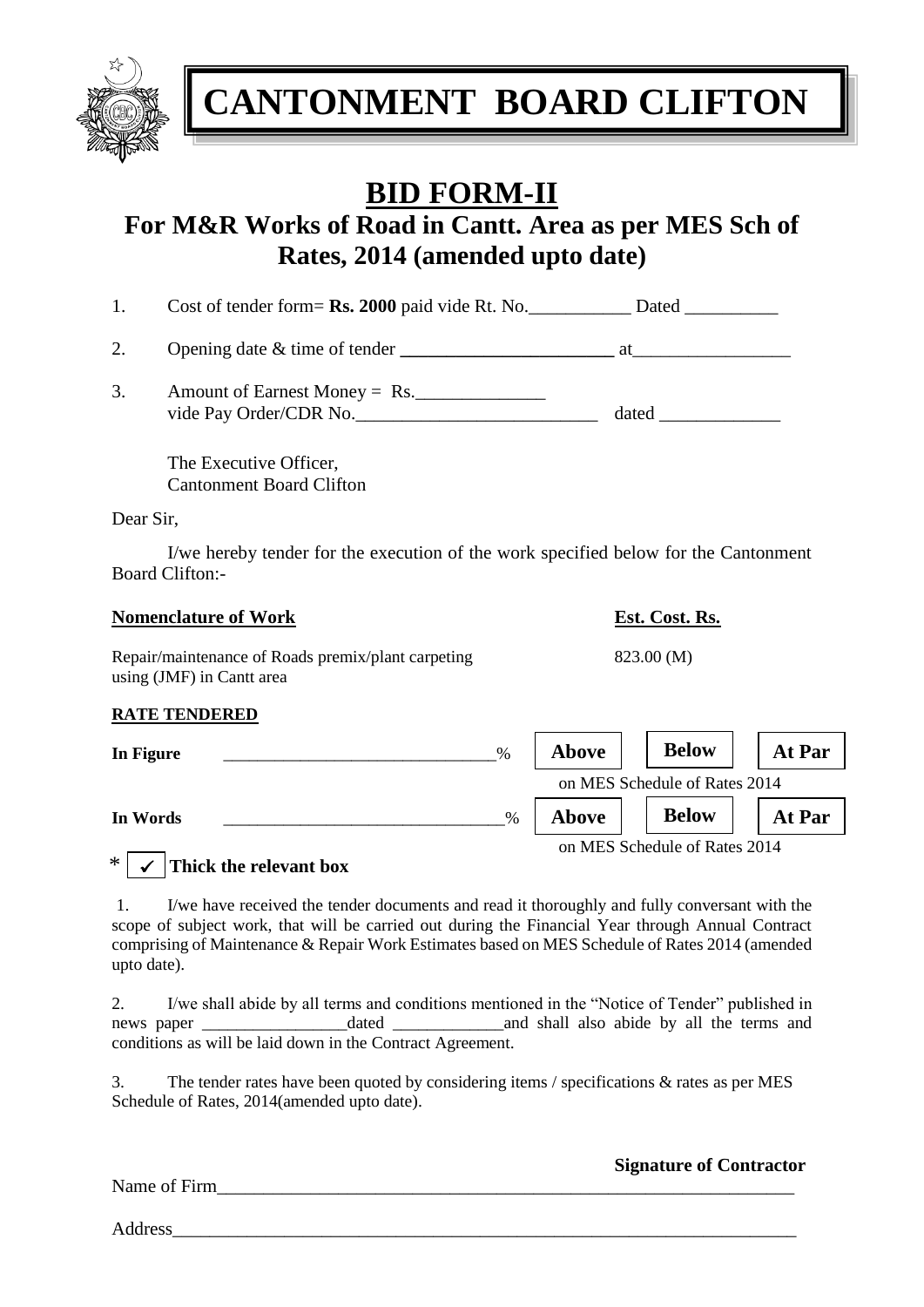# CANTONMENT BOARD CLIFTON

## BID FORM-II

### For M&R Works of Road in Cantt. Area as per MES Sch of Rates, 2014 (amended upto date)

1. Cost of tender form= **Rs. 2000** paid vide Rt. No.___________ Dated __________

2. Opening date & time of tender **_______________________** at_________________

3. Amount of Earnest Money = Rs.______________
   vide Pay Order/CDR No.__________________________ dated _____________

The Executive Officer,
Cantonment Board Clifton

Dear Sir,

I/we hereby tender for the execution of the work specified below for the Cantonment Board Clifton:-

| **Nomenclature of Work** | **Est. Cost. Rs.** |
|---|---|
| Repair/maintenance of Roads premix/plant carpeting using (JMF) in Cantt area | 823.00 (M) |

**RATE TENDERED**

**In Figure** _______________________________% **Above** **Below** **At Par**
on MES Schedule of Rates 2014

**In Words** ________________________________% **Above** **Below** **At Par**
on MES Schedule of Rates 2014

* ✓ **Thick the relevant box**

1. I/we have received the tender documents and read it thoroughly and fully conversant with the scope of subject work, that will be carried out during the Financial Year through Annual Contract comprising of Maintenance & Repair Work Estimates based on MES Schedule of Rates 2014 (amended upto date).

2. I/we shall abide by all terms and conditions mentioned in the "Notice of Tender" published in news paper _________________dated _____________and shall also abide by all the terms and conditions as will be laid down in the Contract Agreement.

3. The tender rates have been quoted by considering items / specifications & rates as per MES Schedule of Rates, 2014(amended upto date).

**Signature of Contractor**

Name of Firm_______________________________________________________________

Address____________________________________________________________________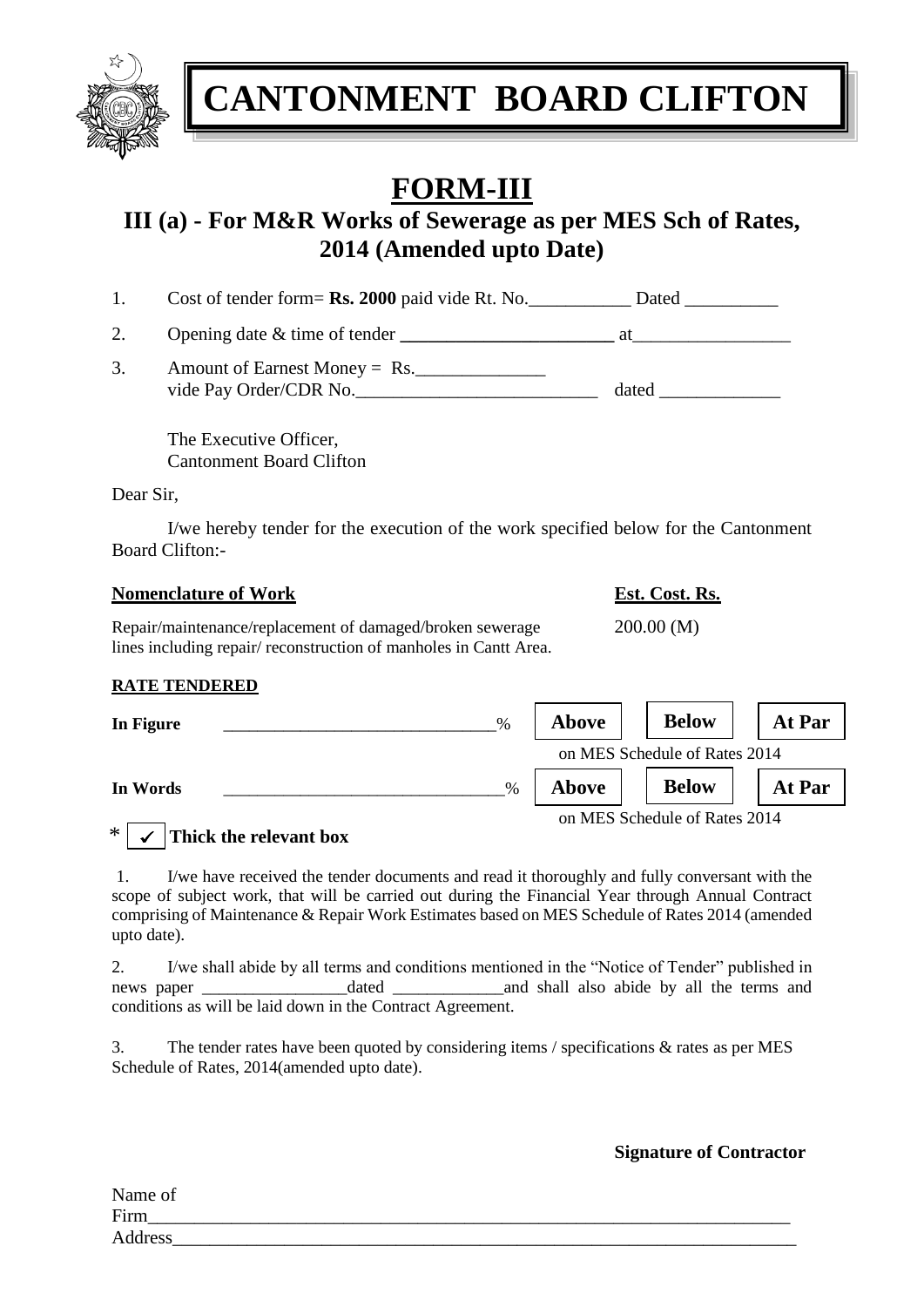# CANTONMENT BOARD CLIFTON

# FORM-III

## III (a) - For M&R Works of Sewerage as per MES Sch of Rates, 2014 (Amended upto Date)

1. Cost of tender form= **Rs. 2000** paid vide Rt. No.___________ Dated __________
2. Opening date & time of tender ______________________ at_________________
3. Amount of Earnest Money = Rs.______________
   vide Pay Order/CDR No.__________________________ dated _____________

The Executive Officer,
Cantonment Board Clifton

Dear Sir,

I/we hereby tender for the execution of the work specified below for the Cantonment Board Clifton:-

| **Nomenclature of Work** | **Est. Cost. Rs.** |
|---|---|
| Repair/maintenance/replacement of damaged/broken sewerage lines including repair/ reconstruction of manholes in Cantt Area. | 200.00 (M) |

**RATE TENDERED**

| | | | | |
|---|---|---|---|---|
| **In Figure** | _______________________________% | **Above** | **Below** | **At Par** |
| | | on MES Schedule of Rates 2014 | | |
| **In Words** | _______________________________% | **Above** | **Below** | **At Par** |
| | | on MES Schedule of Rates 2014 | | |

* ✓ **Thick the relevant box**

1. I/we have received the tender documents and read it thoroughly and fully conversant with the scope of subject work, that will be carried out during the Financial Year through Annual Contract comprising of Maintenance & Repair Work Estimates based on MES Schedule of Rates 2014 (amended upto date).

2. I/we shall abide by all terms and conditions mentioned in the "Notice of Tender" published in news paper _________________dated _____________and shall also abide by all the terms and conditions as will be laid down in the Contract Agreement.

3. The tender rates have been quoted by considering items / specifications & rates as per MES Schedule of Rates, 2014(amended upto date).

**Signature of Contractor**

Name of Firm_______________________________________________________________________
Address____________________________________________________________________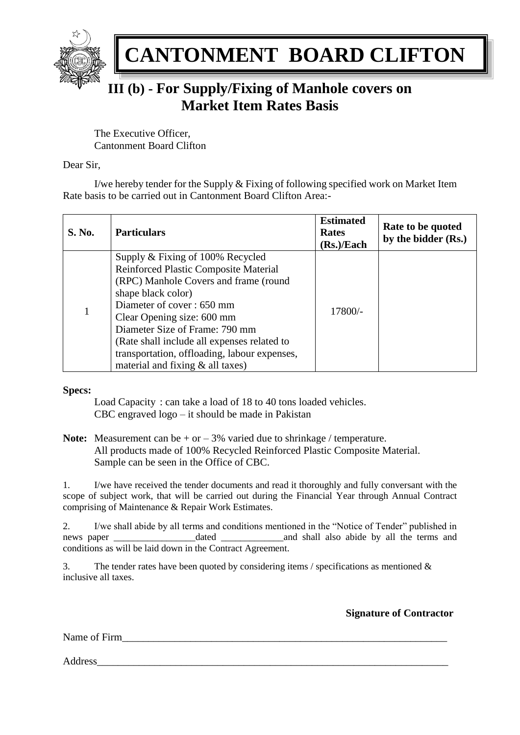# CANTONMENT BOARD CLIFTON

## III (b) - For Supply/Fixing of Manhole covers on Market Item Rates Basis

The Executive Officer,
Cantonment Board Clifton

Dear Sir,

I/we hereby tender for the Supply & Fixing of following specified work on Market Item Rate basis to be carried out in Cantonment Board Clifton Area:-

| S. No. | Particulars | Estimated Rates (Rs.)/Each | Rate to be quoted by the bidder (Rs.) |
|---|---|---|---|
| 1 | Supply & Fixing of 100% Recycled Reinforced Plastic Composite Material (RPC) Manhole Covers and frame (round shape black color)<br>Diameter of cover : 650 mm<br>Clear Opening size: 600 mm<br>Diameter Size of Frame: 790 mm<br>(Rate shall include all expenses related to transportation, offloading, labour expenses, material and fixing & all taxes) | 17800/- | |

**Specs:**

Load Capacity : can take a load of 18 to 40 tons loaded vehicles.
CBC engraved logo – it should be made in Pakistan

**Note:** Measurement can be + or – 3% varied due to shrinkage / temperature.
All products made of 100% Recycled Reinforced Plastic Composite Material.
Sample can be seen in the Office of CBC.

1. I/we have received the tender documents and read it thoroughly and fully conversant with the scope of subject work, that will be carried out during the Financial Year through Annual Contract comprising of Maintenance & Repair Work Estimates.

2. I/we shall abide by all terms and conditions mentioned in the "Notice of Tender" published in news paper _________________dated _____________and shall also abide by all the terms and conditions as will be laid down in the Contract Agreement.

3. The tender rates have been quoted by considering items / specifications as mentioned & inclusive all taxes.

**Signature of Contractor**

Name of Firm_________________________________________________________________

Address_____________________________________________________________________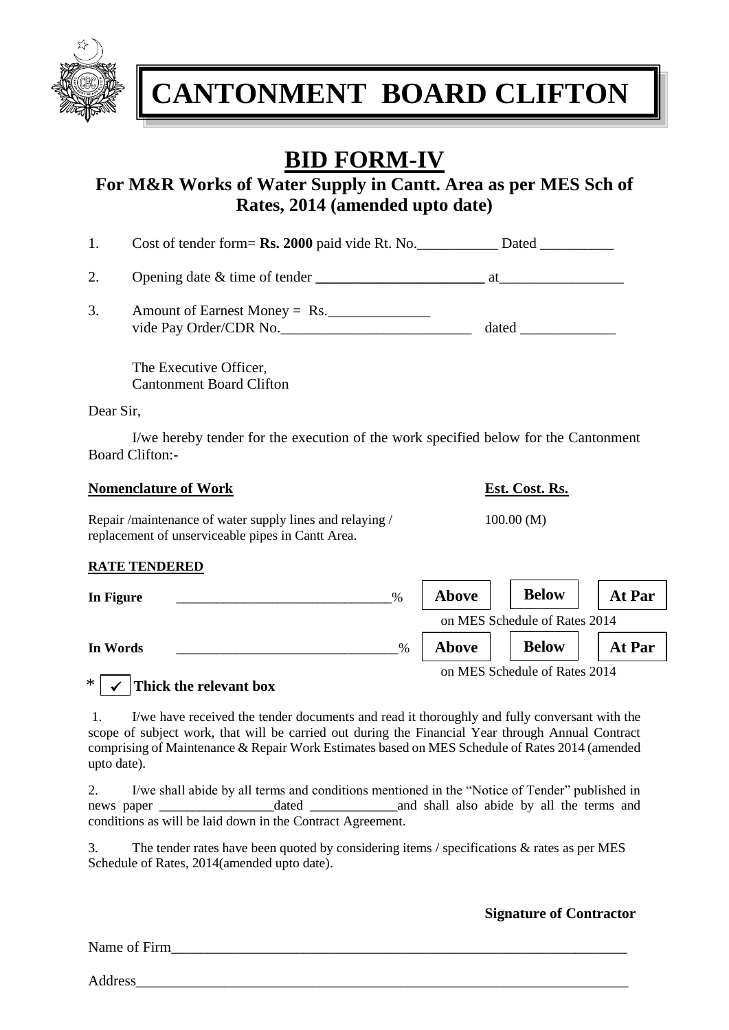# CANTONMENT BOARD CLIFTON

## BID FORM-IV

### For M&R Works of Water Supply in Cantt. Area as per MES Sch of Rates, 2014 (amended upto date)

1. Cost of tender form= **Rs. 2000** paid vide Rt. No.___________ Dated __________
2. Opening date & time of tender **_______________________** at_________________
3. Amount of Earnest Money = Rs.______________
   vide Pay Order/CDR No.__________________________ dated _____________

The Executive Officer,
Cantonment Board Clifton

Dear Sir,

I/we hereby tender for the execution of the work specified below for the Cantonment Board Clifton:-

| **Nomenclature of Work** | **Est. Cost. Rs.** |
|---|---|
| Repair /maintenance of water supply lines and relaying / replacement of unserviceable pipes in Cantt Area. | 100.00 (M) |

**RATE TENDERED**

| | | | | |
|---|---|---|---|---|
| **In Figure** | _______________________________% | **Above** | **Below** | **At Par** |
| | | on MES Schedule of Rates 2014 | | |
| **In Words** | _______________________________% | **Above** | **Below** | **At Par** |
| | | on MES Schedule of Rates 2014 | | |

* ✓ **Thick the relevant box**

1. I/we have received the tender documents and read it thoroughly and fully conversant with the scope of subject work, that will be carried out during the Financial Year through Annual Contract comprising of Maintenance & Repair Work Estimates based on MES Schedule of Rates 2014 (amended upto date).

2. I/we shall abide by all terms and conditions mentioned in the "Notice of Tender" published in news paper _________________dated _____________and shall also abide by all the terms and conditions as will be laid down in the Contract Agreement.

3. The tender rates have been quoted by considering items / specifications & rates as per MES Schedule of Rates, 2014(amended upto date).

**Signature of Contractor**

Name of Firm_________________________________________________________________

Address______________________________________________________________________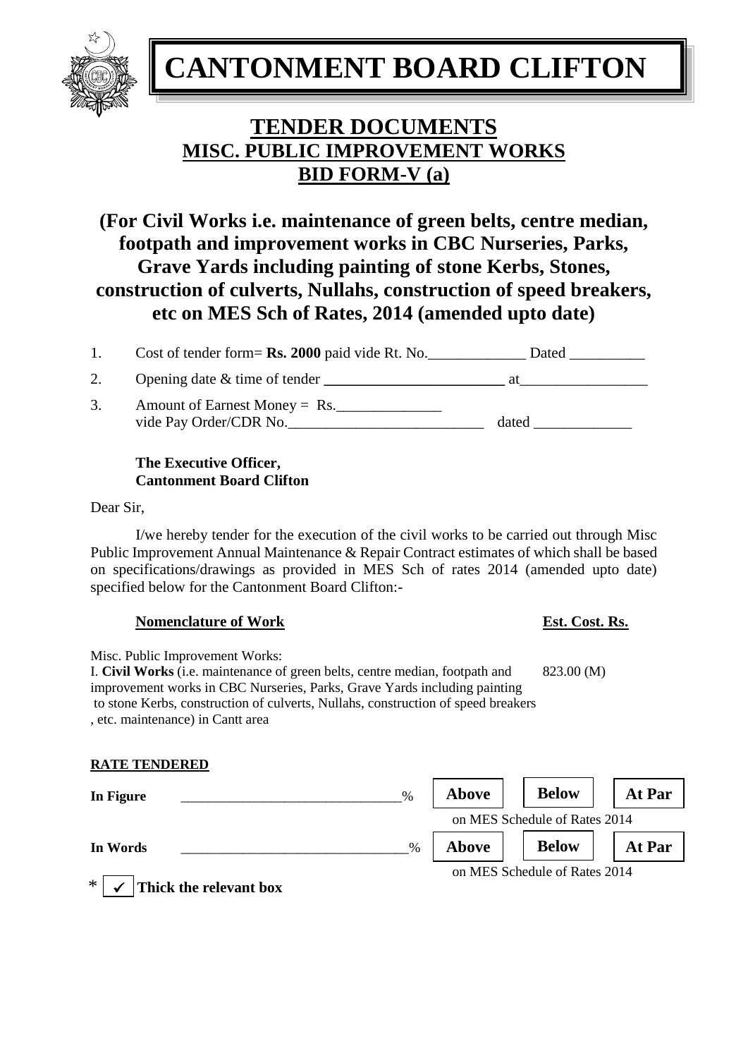# CANTONMENT BOARD CLIFTON

## TENDER DOCUMENTS
## MISC. PUBLIC IMPROVEMENT WORKS
## BID FORM-V (a)

### (For Civil Works i.e. maintenance of green belts, centre median, footpath and improvement works in CBC Nurseries, Parks, Grave Yards including painting of stone Kerbs, Stones, construction of culverts, Nullahs, construction of speed breakers, etc on MES Sch of Rates, 2014 (amended upto date)

1. Cost of tender form= **Rs. 2000** paid vide Rt. No.\_\_\_\_\_\_\_\_\_\_\_\_\_ Dated \_\_\_\_\_\_\_\_\_\_
2. Opening date & time of tender \_\_\_\_\_\_\_\_\_\_\_\_\_\_\_\_\_\_\_\_\_\_\_\_ at\_\_\_\_\_\_\_\_\_\_\_\_\_\_\_\_\_
3. Amount of Earnest Money = Rs.\_\_\_\_\_\_\_\_\_\_\_\_\_\_ vide Pay Order/CDR No.\_\_\_\_\_\_\_\_\_\_\_\_\_\_\_\_\_\_\_\_\_\_\_\_\_\_ dated \_\_\_\_\_\_\_\_\_\_\_\_\_

**The Executive Officer,**
**Cantonment Board Clifton**

Dear Sir,

I/we hereby tender for the execution of the civil works to be carried out through Misc Public Improvement Annual Maintenance & Repair Contract estimates of which shall be based on specifications/drawings as provided in MES Sch of rates 2014 (amended upto date) specified below for the Cantonment Board Clifton:-

| **Nomenclature of Work** | **Est. Cost. Rs.** |
|---|---|
| Misc. Public Improvement Works:<br>I. **Civil Works** (i.e. maintenance of green belts, centre median, footpath and improvement works in CBC Nurseries, Parks, Grave Yards including painting to stone Kerbs, construction of culverts, Nullahs, construction of speed breakers , etc. maintenance) in Cantt area | 823.00 (M) |

**RATE TENDERED**

**In Figure** \_\_\_\_\_\_\_\_\_\_\_\_\_\_\_\_\_\_\_\_\_\_\_\_\_\_\_\_\_\_\_% **Above** **Below** **At Par**

on MES Schedule of Rates 2014

**In Words** \_\_\_\_\_\_\_\_\_\_\_\_\_\_\_\_\_\_\_\_\_\_\_\_\_\_\_\_\_\_\_% **Above** **Below** **At Par**

on MES Schedule of Rates 2014

* ✓ **Thick the relevant box**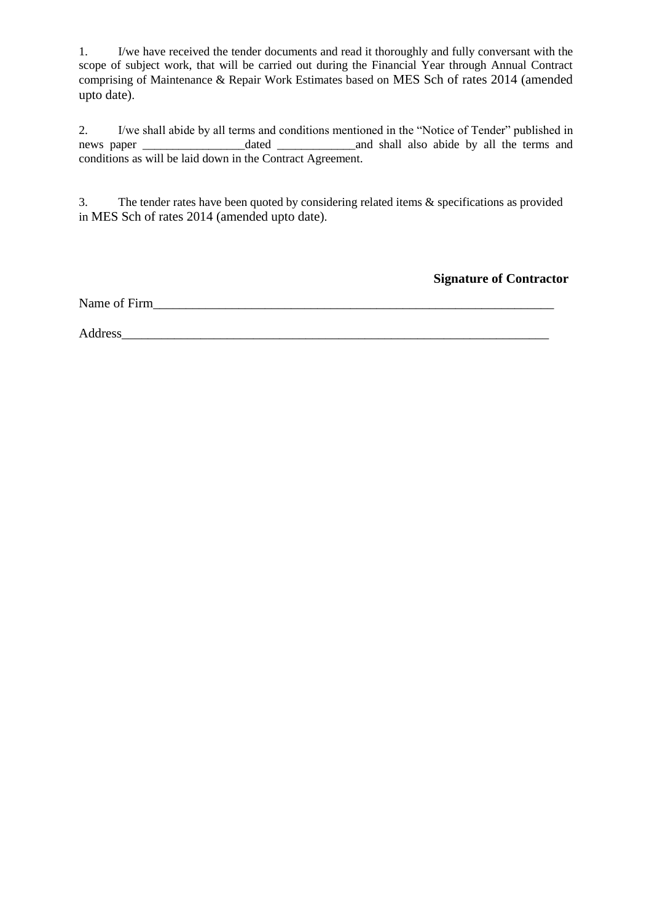1. I/we have received the tender documents and read it thoroughly and fully conversant with the scope of subject work, that will be carried out during the Financial Year through Annual Contract comprising of Maintenance & Repair Work Estimates based on MES Sch of rates 2014 (amended upto date).

2. I/we shall abide by all terms and conditions mentioned in the "Notice of Tender" published in news paper _________________dated _____________and shall also abide by all the terms and conditions as will be laid down in the Contract Agreement.

3. The tender rates have been quoted by considering related items & specifications as provided in MES Sch of rates 2014 (amended upto date).

**Signature of Contractor**

Name of Firm_______________________________________________________________

Address____________________________________________________________________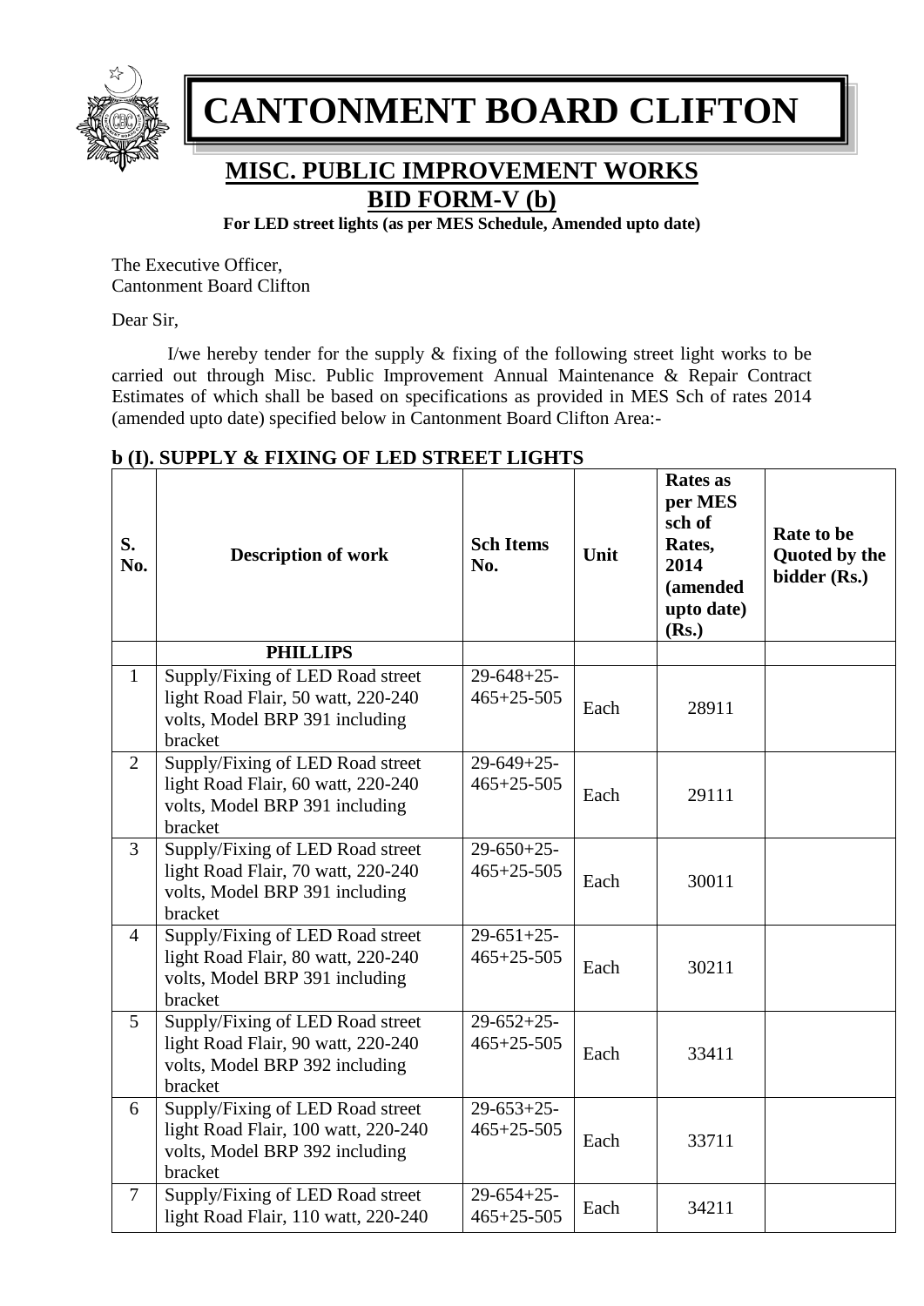# CANTONMENT BOARD CLIFTON

## MISC. PUBLIC IMPROVEMENT WORKS

## BID FORM-V (b)

**For LED street lights (as per MES Schedule, Amended upto date)**

The Executive Officer,
Cantonment Board Clifton

Dear Sir,

I/we hereby tender for the supply & fixing of the following street light works to be carried out through Misc. Public Improvement Annual Maintenance & Repair Contract Estimates of which shall be based on specifications as provided in MES Sch of rates 2014 (amended upto date) specified below in Cantonment Board Clifton Area:-

### b (I). SUPPLY & FIXING OF LED STREET LIGHTS

| S. No. | Description of work | Sch Items No. | Unit | Rates as per MES sch of Rates, 2014 (amended upto date) (Rs.) | Rate to be Quoted by the bidder (Rs.) |
|---|---|---|---|---|---|
| | **PHILLIPS** | | | | |
| 1 | Supply/Fixing of LED Road street light Road Flair, 50 watt, 220-240 volts, Model BRP 391 including bracket | 29-648+25-465+25-505 | Each | 28911 | |
| 2 | Supply/Fixing of LED Road street light Road Flair, 60 watt, 220-240 volts, Model BRP 391 including bracket | 29-649+25-465+25-505 | Each | 29111 | |
| 3 | Supply/Fixing of LED Road street light Road Flair, 70 watt, 220-240 volts, Model BRP 391 including bracket | 29-650+25-465+25-505 | Each | 30011 | |
| 4 | Supply/Fixing of LED Road street light Road Flair, 80 watt, 220-240 volts, Model BRP 391 including bracket | 29-651+25-465+25-505 | Each | 30211 | |
| 5 | Supply/Fixing of LED Road street light Road Flair, 90 watt, 220-240 volts, Model BRP 392 including bracket | 29-652+25-465+25-505 | Each | 33411 | |
| 6 | Supply/Fixing of LED Road street light Road Flair, 100 watt, 220-240 volts, Model BRP 392 including bracket | 29-653+25-465+25-505 | Each | 33711 | |
| 7 | Supply/Fixing of LED Road street light Road Flair, 110 watt, 220-240 | 29-654+25-465+25-505 | Each | 34211 | |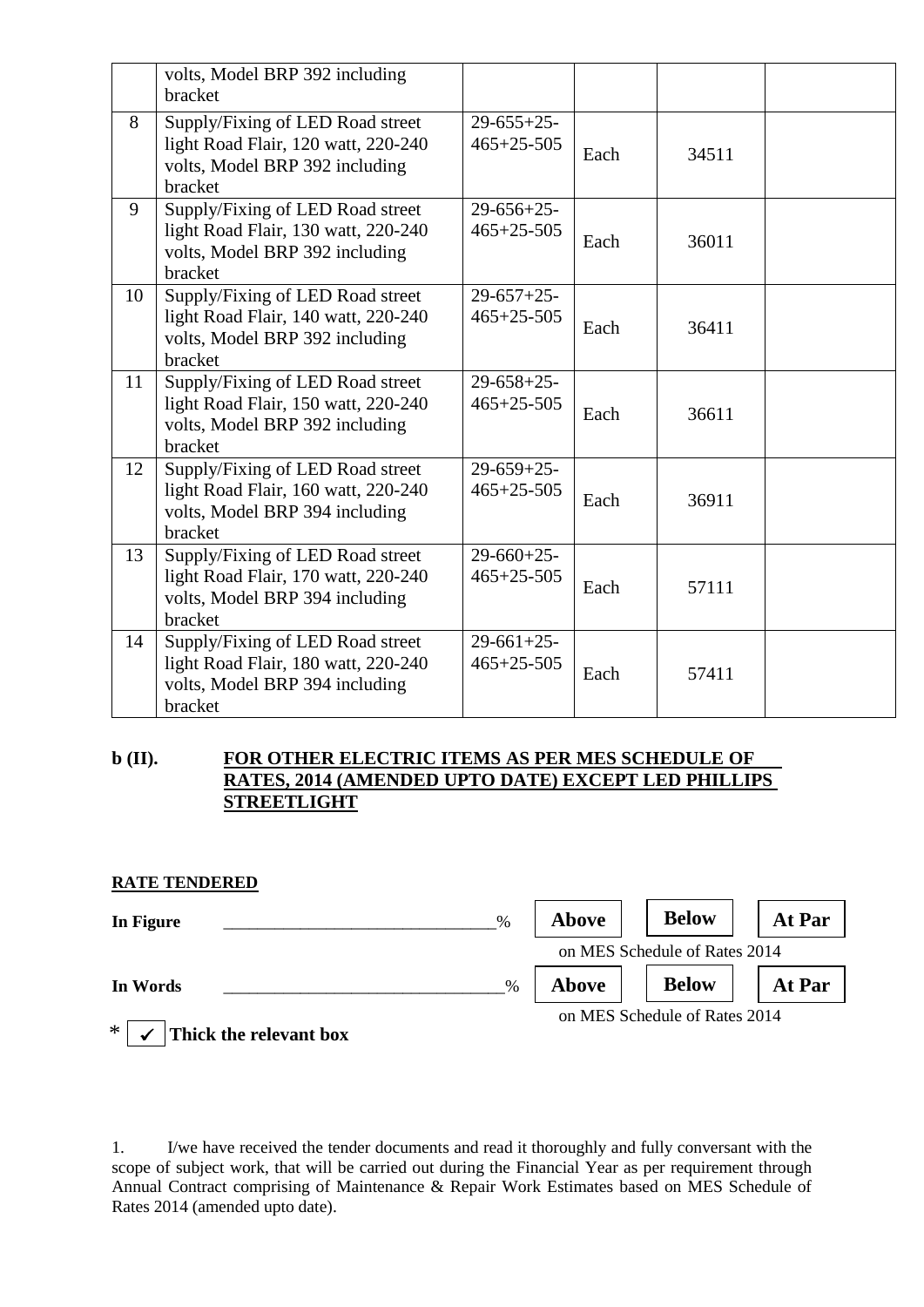|    | volts, Model BRP 392 including bracket |  |  |  |  |
|---|---|---|---|---|---|
| 8 | Supply/Fixing of LED Road street light Road Flair, 120 watt, 220-240 volts, Model BRP 392 including bracket | 29-655+25-465+25-505 | Each | 34511 |  |
| 9 | Supply/Fixing of LED Road street light Road Flair, 130 watt, 220-240 volts, Model BRP 392 including bracket | 29-656+25-465+25-505 | Each | 36011 |  |
| 10 | Supply/Fixing of LED Road street light Road Flair, 140 watt, 220-240 volts, Model BRP 392 including bracket | 29-657+25-465+25-505 | Each | 36411 |  |
| 11 | Supply/Fixing of LED Road street light Road Flair, 150 watt, 220-240 volts, Model BRP 392 including bracket | 29-658+25-465+25-505 | Each | 36611 |  |
| 12 | Supply/Fixing of LED Road street light Road Flair, 160 watt, 220-240 volts, Model BRP 394 including bracket | 29-659+25-465+25-505 | Each | 36911 |  |
| 13 | Supply/Fixing of LED Road street light Road Flair, 170 watt, 220-240 volts, Model BRP 394 including bracket | 29-660+25-465+25-505 | Each | 57111 |  |
| 14 | Supply/Fixing of LED Road street light Road Flair, 180 watt, 220-240 volts, Model BRP 394 including bracket | 29-661+25-465+25-505 | Each | 57411 |  |

**b (II).** **<u>FOR OTHER ELECTRIC ITEMS AS PER MES SCHEDULE OF RATES, 2014 (AMENDED UPTO DATE) EXCEPT LED PHILLIPS STREETLIGHT</u>**

**<u>RATE TENDERED</u>**

**In Figure** ______________________________% **Above** **Below** **At Par**

on MES Schedule of Rates 2014

**In Words** ______________________________% **Above** **Below** **At Par**

on MES Schedule of Rates 2014

* ✓ **Thick the relevant box**

1. I/we have received the tender documents and read it thoroughly and fully conversant with the scope of subject work, that will be carried out during the Financial Year as per requirement through Annual Contract comprising of Maintenance & Repair Work Estimates based on MES Schedule of Rates 2014 (amended upto date).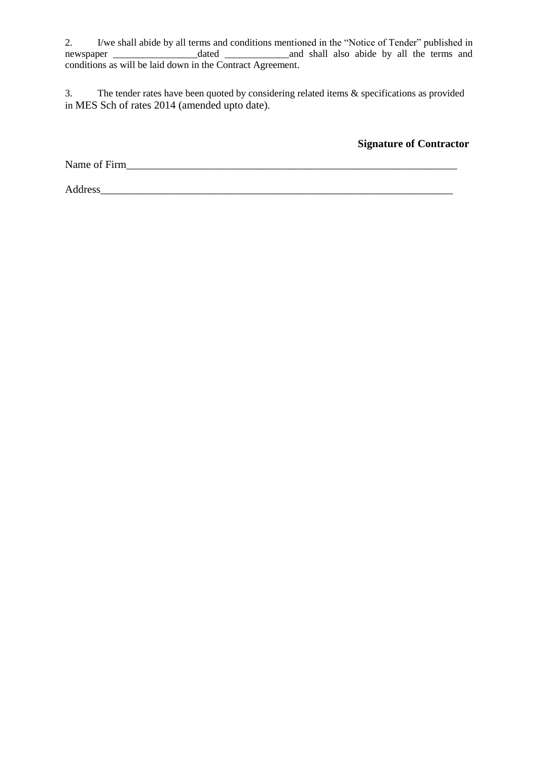2. I/we shall abide by all terms and conditions mentioned in the "Notice of Tender" published in newspaper _________________dated _____________and shall also abide by all the terms and conditions as will be laid down in the Contract Agreement.

3. The tender rates have been quoted by considering related items & specifications as provided in MES Sch of rates 2014 (amended upto date).

**Signature of Contractor**

Name of Firm_________________________________________________________________

Address_____________________________________________________________________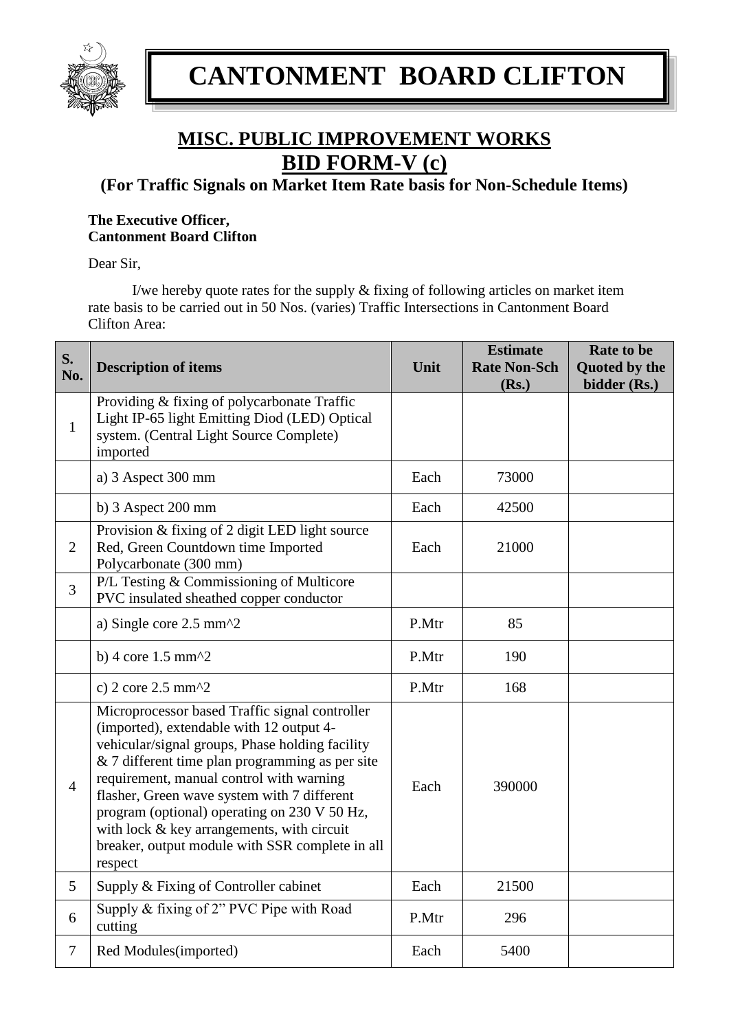# CANTONMENT BOARD CLIFTON

## MISC. PUBLIC IMPROVEMENT WORKS

## BID FORM-V (c)

### (For Traffic Signals on Market Item Rate basis for Non-Schedule Items)

**The Executive Officer,**
**Cantonment Board Clifton**

Dear Sir,

I/we hereby quote rates for the supply & fixing of following articles on market item rate basis to be carried out in 50 Nos. (varies) Traffic Intersections in Cantonment Board Clifton Area:

| S. No. | Description of items | Unit | Estimate Rate Non-Sch (Rs.) | Rate to be Quoted by the bidder (Rs.) |
|---|---|---|---|---|
| 1 | Providing & fixing of polycarbonate Traffic Light IP-65 light Emitting Diod (LED) Optical system. (Central Light Source Complete) imported | | | |
| | a) 3 Aspect 300 mm | Each | 73000 | |
| | b) 3 Aspect 200 mm | Each | 42500 | |
| 2 | Provision & fixing of 2 digit LED light source Red, Green Countdown time Imported Polycarbonate (300 mm) | Each | 21000 | |
| 3 | P/L Testing & Commissioning of Multicore PVC insulated sheathed copper conductor | | | |
| | a) Single core 2.5 mm^2 | P.Mtr | 85 | |
| | b) 4 core 1.5 mm^2 | P.Mtr | 190 | |
| | c) 2 core 2.5 mm^2 | P.Mtr | 168 | |
| 4 | Microprocessor based Traffic signal controller (imported), extendable with 12 output 4-vehicular/signal groups, Phase holding facility & 7 different time plan programming as per site requirement, manual control with warning flasher, Green wave system with 7 different program (optional) operating on 230 V 50 Hz, with lock & key arrangements, with circuit breaker, output module with SSR complete in all respect | Each | 390000 | |
| 5 | Supply & Fixing of Controller cabinet | Each | 21500 | |
| 6 | Supply & fixing of 2" PVC Pipe with Road cutting | P.Mtr | 296 | |
| 7 | Red Modules(imported) | Each | 5400 | |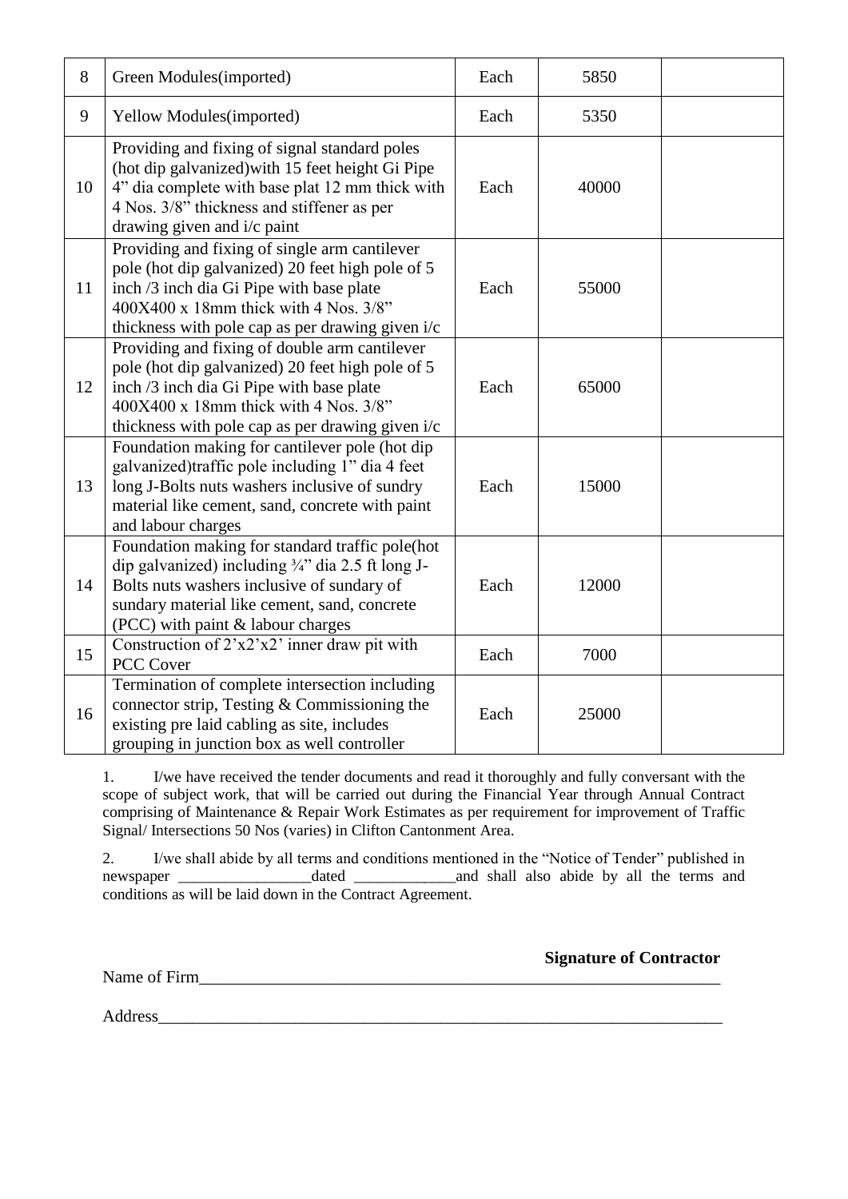| 8 | Green Modules(imported) | Each | 5850 | |
|---|---|---|---|---|
| 9 | Yellow Modules(imported) | Each | 5350 | |
| 10 | Providing and fixing of signal standard poles (hot dip galvanized)with 15 feet height Gi Pipe 4" dia complete with base plat 12 mm thick with 4 Nos. 3/8" thickness and stiffener as per drawing given and i/c paint | Each | 40000 | |
| 11 | Providing and fixing of single arm cantilever pole (hot dip galvanized) 20 feet high pole of 5 inch /3 inch dia Gi Pipe with base plate 400X400 x 18mm thick with 4 Nos. 3/8" thickness with pole cap as per drawing given i/c | Each | 55000 | |
| 12 | Providing and fixing of double arm cantilever pole (hot dip galvanized) 20 feet high pole of 5 inch /3 inch dia Gi Pipe with base plate 400X400 x 18mm thick with 4 Nos. 3/8" thickness with pole cap as per drawing given i/c | Each | 65000 | |
| 13 | Foundation making for cantilever pole (hot dip galvanized)traffic pole including 1" dia 4 feet long J-Bolts nuts washers inclusive of sundry material like cement, sand, concrete with paint and labour charges | Each | 15000 | |
| 14 | Foundation making for standard traffic pole(hot dip galvanized) including ¾" dia 2.5 ft long J-Bolts nuts washers inclusive of sundary of sundary material like cement, sand, concrete (PCC) with paint & labour charges | Each | 12000 | |
| 15 | Construction of 2'x2'x2' inner draw pit with PCC Cover | Each | 7000 | |
| 16 | Termination of complete intersection including connector strip, Testing & Commissioning the existing pre laid cabling as site, includes grouping in junction box as well controller | Each | 25000 | |

1. I/we have received the tender documents and read it thoroughly and fully conversant with the scope of subject work, that will be carried out during the Financial Year through Annual Contract comprising of Maintenance & Repair Work Estimates as per requirement for improvement of Traffic Signal/ Intersections 50 Nos (varies) in Clifton Cantonment Area.

2. I/we shall abide by all terms and conditions mentioned in the "Notice of Tender" published in newspaper _________________dated _____________and shall also abide by all the terms and conditions as will be laid down in the Contract Agreement.

**Signature of Contractor**

Name of Firm_______________________________________________________________

Address____________________________________________________________________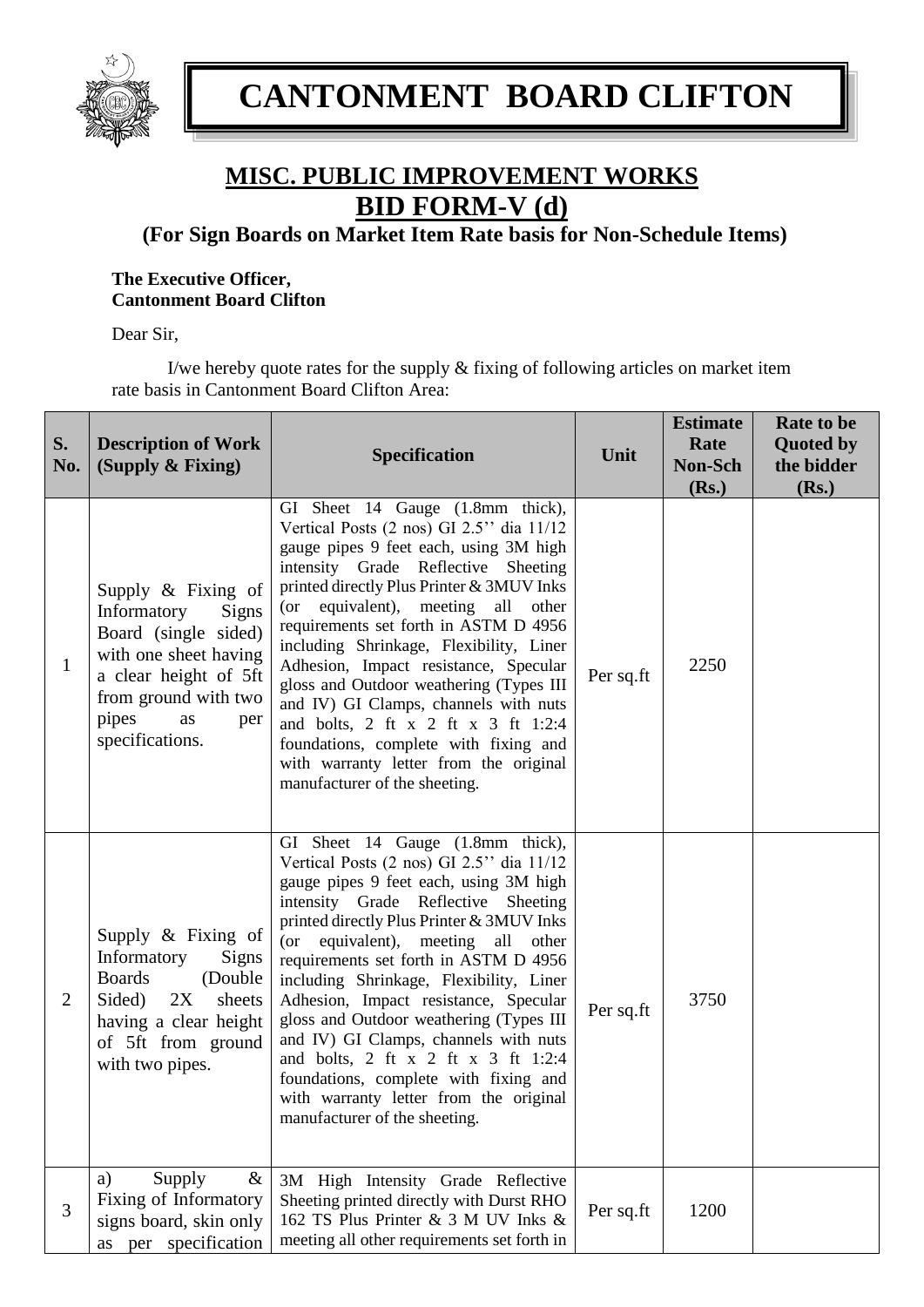# CANTONMENT BOARD CLIFTON

## MISC. PUBLIC IMPROVEMENT WORKS

## BID FORM-V (d)

### (For Sign Boards on Market Item Rate basis for Non-Schedule Items)

**The Executive Officer,**
**Cantonment Board Clifton**

Dear Sir,

I/we hereby quote rates for the supply & fixing of following articles on market item rate basis in Cantonment Board Clifton Area:

| S. No. | Description of Work (Supply & Fixing) | Specification | Unit | Estimate Rate Non-Sch (Rs.) | Rate to be Quoted by the bidder (Rs.) |
|---|---|---|---|---|---|
| 1 | Supply & Fixing of Informatory Signs Board (single sided) with one sheet having a clear height of 5ft from ground with two pipes as per specifications. | GI Sheet 14 Gauge (1.8mm thick), Vertical Posts (2 nos) GI 2.5'' dia 11/12 gauge pipes 9 feet each, using 3M high intensity Grade Reflective Sheeting printed directly Plus Printer & 3MUV Inks (or equivalent), meeting all other requirements set forth in ASTM D 4956 including Shrinkage, Flexibility, Liner Adhesion, Impact resistance, Specular gloss and Outdoor weathering (Types III and IV) GI Clamps, channels with nuts and bolts, 2 ft x 2 ft x 3 ft 1:2:4 foundations, complete with fixing and with warranty letter from the original manufacturer of the sheeting. | Per sq.ft | 2250 | |
| 2 | Supply & Fixing of Informatory Signs Boards (Double Sided) 2X sheets having a clear height of 5ft from ground with two pipes. | GI Sheet 14 Gauge (1.8mm thick), Vertical Posts (2 nos) GI 2.5'' dia 11/12 gauge pipes 9 feet each, using 3M high intensity Grade Reflective Sheeting printed directly Plus Printer & 3MUV Inks (or equivalent), meeting all other requirements set forth in ASTM D 4956 including Shrinkage, Flexibility, Liner Adhesion, Impact resistance, Specular gloss and Outdoor weathering (Types III and IV) GI Clamps, channels with nuts and bolts, 2 ft x 2 ft x 3 ft 1:2:4 foundations, complete with fixing and with warranty letter from the original manufacturer of the sheeting. | Per sq.ft | 3750 | |
| 3 | a) Supply & Fixing of Informatory signs board, skin only as per specification | 3M High Intensity Grade Reflective Sheeting printed directly with Durst RHO 162 TS Plus Printer & 3 M UV Inks & meeting all other requirements set forth in | Per sq.ft | 1200 | |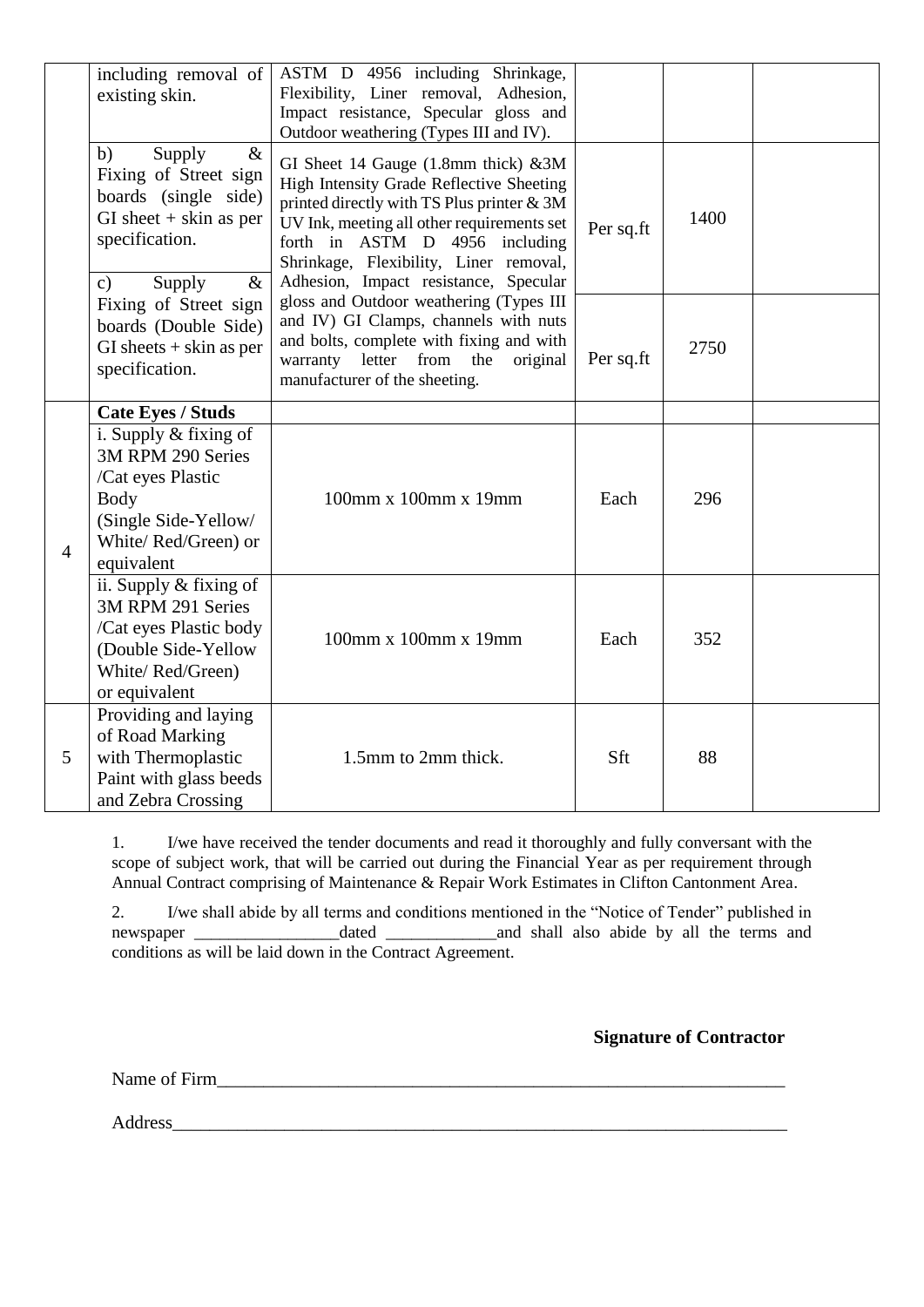| | | | | | |
|---|---|---|---|---|---|
| | including removal of existing skin. | ASTM D 4956 including Shrinkage, Flexibility, Liner removal, Adhesion, Impact resistance, Specular gloss and Outdoor weathering (Types III and IV). | | | |
| | b) Supply & Fixing of Street sign boards (single side) GI sheet + skin as per specification. | GI Sheet 14 Gauge (1.8mm thick) &3M High Intensity Grade Reflective Sheeting printed directly with TS Plus printer & 3M UV Ink, meeting all other requirements set forth in ASTM D 4956 including Shrinkage, Flexibility, Liner removal, Adhesion, Impact resistance, Specular gloss and Outdoor weathering (Types III and IV) GI Clamps, channels with nuts and bolts, complete with fixing and with warranty letter from the original manufacturer of the sheeting. | Per sq.ft | 1400 | |
| | c) Supply & Fixing of Street sign boards (Double Side) GI sheets + skin as per specification. | | Per sq.ft | 2750 | |
| 4 | **Cate Eyes / Studs** | | | | |
| | i. Supply & fixing of 3M RPM 290 Series /Cat eyes Plastic Body (Single Side-Yellow/ White/ Red/Green) or equivalent | 100mm x 100mm x 19mm | Each | 296 | |
| | ii. Supply & fixing of 3M RPM 291 Series /Cat eyes Plastic body (Double Side-Yellow White/ Red/Green) or equivalent | 100mm x 100mm x 19mm | Each | 352 | |
| 5 | Providing and laying of Road Marking with Thermoplastic Paint with glass beeds and Zebra Crossing | 1.5mm to 2mm thick. | Sft | 88 | |

1. I/we have received the tender documents and read it thoroughly and fully conversant with the scope of subject work, that will be carried out during the Financial Year as per requirement through Annual Contract comprising of Maintenance & Repair Work Estimates in Clifton Cantonment Area.

2. I/we shall abide by all terms and conditions mentioned in the "Notice of Tender" published in newspaper _________________dated _____________and shall also abide by all the terms and conditions as will be laid down in the Contract Agreement.

**Signature of Contractor**

Name of Firm_________________________________________________________________

Address______________________________________________________________________